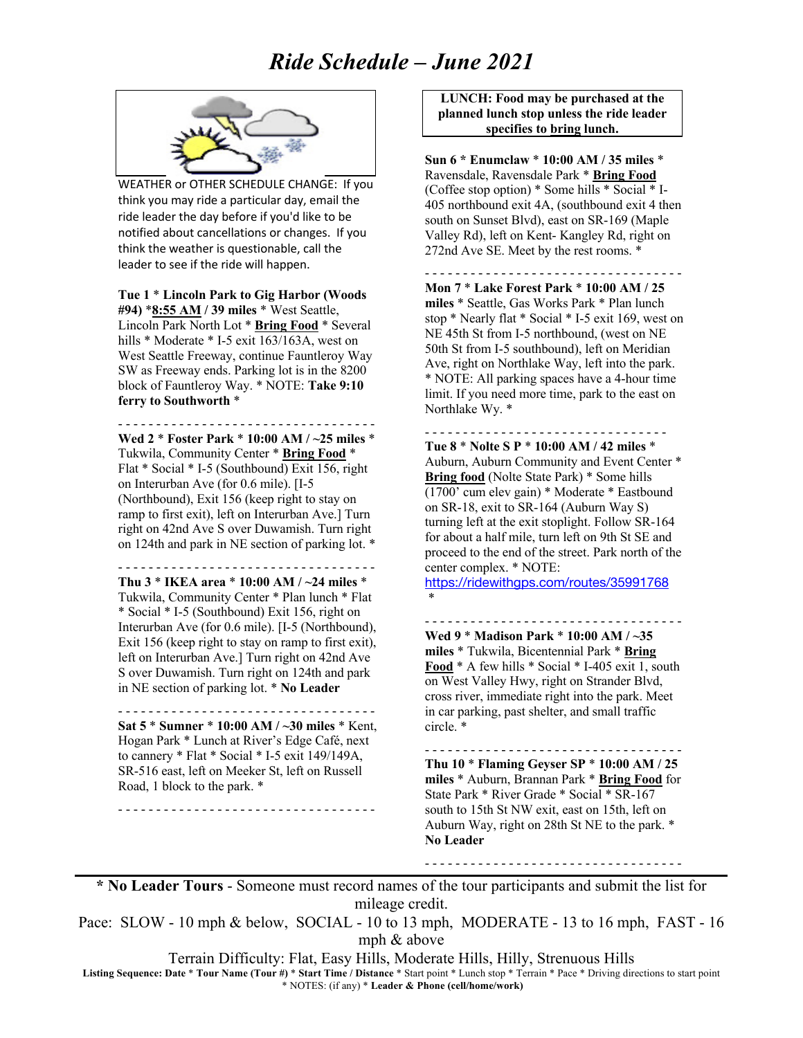# Ride Schedule – June 2021

WEATHER or OTHER SCHEDULE CHANGE: If you think you may ride a particular day, email the ride leader the day before if you'd like to be notified about cancellations or changes. If you think the weather is questionable, call the leader to see if the ride will happen.

**Tue 1** * **Lincoln Park to Gig Harbor (Woods #94)** ***8:55 AM** / **39 miles** * West Seattle, Lincoln Park North Lot * **Bring Food** * Several hills * Moderate * I-5 exit 163/163A, west on West Seattle Freeway, continue Fauntleroy Way SW as Freeway ends. Parking lot is in the 8200 block of Fauntleroy Way. * NOTE: **Take 9:10 ferry to Southworth** *

- - - - - - - - - - - - - - - - - - - - - - - - - - - - - - - - - -

**Wed 2** * **Foster Park** * **10:00 AM / ~25 miles** * Tukwila, Community Center * **Bring Food** * Flat * Social * I-5 (Southbound) Exit 156, right on Interurban Ave (for 0.6 mile). [I-5 (Northbound), Exit 156 (keep right to stay on ramp to first exit), left on Interurban Ave.] Turn right on 42nd Ave S over Duwamish. Turn right on 124th and park in NE section of parking lot. *

- - - - - - - - - - - - - - - - - - - - - - - - - - - - - - - - - -

**Thu 3** * **IKEA area** * **10:00 AM / ~24 miles** * Tukwila, Community Center * Plan lunch * Flat * Social * I-5 (Southbound) Exit 156, right on Interurban Ave (for 0.6 mile). [I-5 (Northbound), Exit 156 (keep right to stay on ramp to first exit), left on Interurban Ave.] Turn right on 42nd Ave S over Duwamish. Turn right on 124th and park in NE section of parking lot. * **No Leader**

- - - - - - - - - - - - - - - - - - - - - - - - - - - - - - - - - -

**Sat 5** * **Sumner** * **10:00 AM / ~30 miles** * Kent, Hogan Park * Lunch at River's Edge Café, next to cannery * Flat * Social * I-5 exit 149/149A, SR-516 east, left on Meeker St, left on Russell Road, 1 block to the park. *

- - - - - - - - - - - - - - - - - - - - - - - - - - - - - - - - - -

**LUNCH: Food may be purchased at the planned lunch stop unless the ride leader specifies to bring lunch.**

**Sun 6** * **Enumclaw** * **10:00 AM / 35 miles** * Ravensdale, Ravensdale Park * **Bring Food** (Coffee stop option) * Some hills * Social * I-405 northbound exit 4A, (southbound exit 4 then south on Sunset Blvd), east on SR-169 (Maple Valley Rd), left on Kent- Kangley Rd, right on 272nd Ave SE. Meet by the rest rooms. *

- - - - - - - - - - - - - - - - - - - - - - - - - - - - - - - - - -

**Mon 7** * **Lake Forest Park** * **10:00 AM / 25 miles** * Seattle, Gas Works Park * Plan lunch stop * Nearly flat * Social * I-5 exit 169, west on NE 45th St from I-5 northbound, (west on NE 50th St from I-5 southbound), left on Meridian Ave, right on Northlake Way, left into the park. * NOTE: All parking spaces have a 4-hour time limit. If you need more time, park to the east on Northlake Wy. *

- - - - - - - - - - - - - - - - - - - - - - - - - - - - - - - - - -

**Tue 8** * **Nolte S P** * **10:00 AM / 42 miles** * Auburn, Auburn Community and Event Center * **Bring food** (Nolte State Park) * Some hills (1700' cum elev gain) * Moderate * Eastbound on SR-18, exit to SR-164 (Auburn Way S) turning left at the exit stoplight. Follow SR-164 for about a half mile, turn left on 9th St SE and proceed to the end of the street. Park north of the center complex. * NOTE: https://ridewithgps.com/routes/35991768 *

- - - - - - - - - - - - - - - - - - - - - - - - - - - - - - - - - -

**Wed 9** * **Madison Park** * **10:00 AM / ~35 miles** * Tukwila, Bicentennial Park * **Bring Food** * A few hills * Social * I-405 exit 1, south on West Valley Hwy, right on Strander Blvd, cross river, immediate right into the park. Meet in car parking, past shelter, and small traffic circle. *

- - - - - - - - - - - - - - - - - - - - - - - - - - - - - - - - - -

**Thu 10** * **Flaming Geyser SP** * **10:00 AM / 25 miles** * Auburn, Brannan Park * **Bring Food** for State Park * River Grade * Social * SR-167 south to 15th St NW exit, east on 15th, left on Auburn Way, right on 28th St NE to the park. * **No Leader**

- - - - - - - - - - - - - - - - - - - - - - - - - - - - - - - - - -

* **No Leader Tours** - Someone must record names of the tour participants and submit the list for mileage credit.

Pace: SLOW - 10 mph & below, SOCIAL - 10 to 13 mph, MODERATE - 13 to 16 mph, FAST - 16 mph & above

Terrain Difficulty: Flat, Easy Hills, Moderate Hills, Hilly, Strenuous Hills

**Listing Sequence: Date** * **Tour Name (Tour #)** * **Start Time / Distance** * Start point * Lunch stop * Terrain * Pace * Driving directions to start point * NOTES: (if any) * **Leader & Phone (cell/home/work)**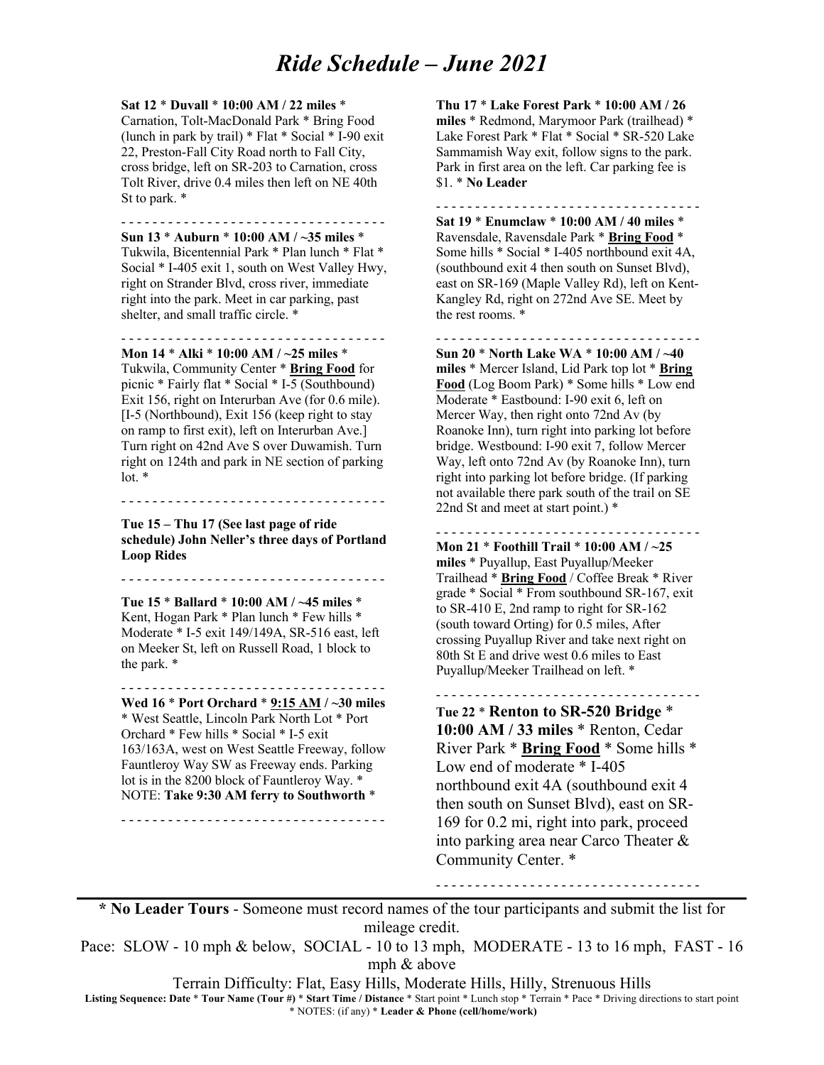# *Ride Schedule – June 2021*

**Sat 12** * **Duvall** * **10:00 AM / 22 miles** * Carnation, Tolt-MacDonald Park * Bring Food (lunch in park by trail) * Flat * Social * I-90 exit 22, Preston-Fall City Road north to Fall City, cross bridge, left on SR-203 to Carnation, cross Tolt River, drive 0.4 miles then left on NE 40th St to park. *

- - - - - - - - - - - - - - - - - - - - - - - - - - - - - - - - -

**Sun 13** * **Auburn** * **10:00 AM / ~35 miles** * Tukwila, Bicentennial Park * Plan lunch * Flat * Social * I-405 exit 1, south on West Valley Hwy, right on Strander Blvd, cross river, immediate right into the park. Meet in car parking, past shelter, and small traffic circle. *

- - - - - - - - - - - - - - - - - - - - - - - - - - - - - - - - -

**Mon 14** * **Alki** * **10:00 AM / ~25 miles** * Tukwila, Community Center * **Bring Food** for picnic * Fairly flat * Social * I-5 (Southbound) Exit 156, right on Interurban Ave (for 0.6 mile). [I-5 (Northbound), Exit 156 (keep right to stay on ramp to first exit), left on Interurban Ave.] Turn right on 42nd Ave S over Duwamish. Turn right on 124th and park in NE section of parking lot. *

- - - - - - - - - - - - - - - - - - - - - - - - - - - - - - - - -

**Tue 15 – Thu 17 (See last page of ride schedule) John Neller's three days of Portland Loop Rides**

- - - - - - - - - - - - - - - - - - - - - - - - - - - - - - - - -

**Tue 15** * **Ballard** * **10:00 AM / ~45 miles** * Kent, Hogan Park * Plan lunch * Few hills * Moderate * I-5 exit 149/149A, SR-516 east, left on Meeker St, left on Russell Road, 1 block to the park. *

- - - - - - - - - - - - - - - - - - - - - - - - - - - - - - - - -

**Wed 16** * **Port Orchard** * **9:15 AM / ~30 miles** * West Seattle, Lincoln Park North Lot * Port Orchard * Few hills * Social * I-5 exit 163/163A, west on West Seattle Freeway, follow Fauntleroy Way SW as Freeway ends. Parking lot is in the 8200 block of Fauntleroy Way. * NOTE: **Take 9:30 AM ferry to Southworth** *

- - - - - - - - - - - - - - - - - - - - - - - - - - - - - - - - -

**Thu 17** * **Lake Forest Park** * **10:00 AM / 26 miles** * Redmond, Marymoor Park (trailhead) * Lake Forest Park * Flat * Social * SR-520 Lake Sammamish Way exit, follow signs to the park. Park in first area on the left. Car parking fee is $1. * **No Leader**

- - - - - - - - - - - - - - - - - - - - - - - - - - - - - - - - -

**Sat 19** * **Enumclaw** * **10:00 AM / 40 miles** * Ravensdale, Ravensdale Park * **Bring Food** * Some hills * Social * I-405 northbound exit 4A, (southbound exit 4 then south on Sunset Blvd), east on SR-169 (Maple Valley Rd), left on Kent-Kangley Rd, right on 272nd Ave SE. Meet by the rest rooms. *

- - - - - - - - - - - - - - - - - - - - - - - - - - - - - - - - -

**Sun 20** * **North Lake WA** * **10:00 AM / ~40 miles** * Mercer Island, Lid Park top lot * **Bring Food** (Log Boom Park) * Some hills * Low end Moderate * Eastbound: I-90 exit 6, left on Mercer Way, then right onto 72nd Av (by Roanoke Inn), turn right into parking lot before bridge. Westbound: I-90 exit 7, follow Mercer Way, left onto 72nd Av (by Roanoke Inn), turn right into parking lot before bridge. (If parking not available there park south of the trail on SE 22nd St and meet at start point.) *

- - - - - - - - - - - - - - - - - - - - - - - - - - - - - - - - -

**Mon 21** * **Foothill Trail** * **10:00 AM / ~25 miles** * Puyallup, East Puyallup/Meeker Trailhead * **Bring Food** / Coffee Break * River grade * Social * From southbound SR-167, exit to SR-410 E, 2nd ramp to right for SR-162 (south toward Orting) for 0.5 miles, After crossing Puyallup River and take next right on 80th St E and drive west 0.6 miles to East Puyallup/Meeker Trailhead on left. *

- - - - - - - - - - - - - - - - - - - - - - - - - - - - - - - - -

**Tue 22** * **Renton to SR-520 Bridge** * **10:00 AM / 33 miles** * Renton, Cedar River Park * **Bring Food** * Some hills * Low end of moderate * I-405 northbound exit 4A (southbound exit 4 then south on Sunset Blvd), east on SR-169 for 0.2 mi, right into park, proceed into parking area near Carco Theater & Community Center. *

- - - - - - - - - - - - - - - - - - - - - - - - - - - - - - - - -

---

**\* No Leader Tours** - Someone must record names of the tour participants and submit the list for mileage credit.

Pace: SLOW - 10 mph & below, SOCIAL - 10 to 13 mph, MODERATE - 13 to 16 mph, FAST - 16 mph & above

Terrain Difficulty: Flat, Easy Hills, Moderate Hills, Hilly, Strenuous Hills

**Listing Sequence: Date** * **Tour Name (Tour #)** * **Start Time / Distance** * Start point * Lunch stop * Terrain * Pace * Driving directions to start point * NOTES: (if any) * **Leader & Phone (cell/home/work)**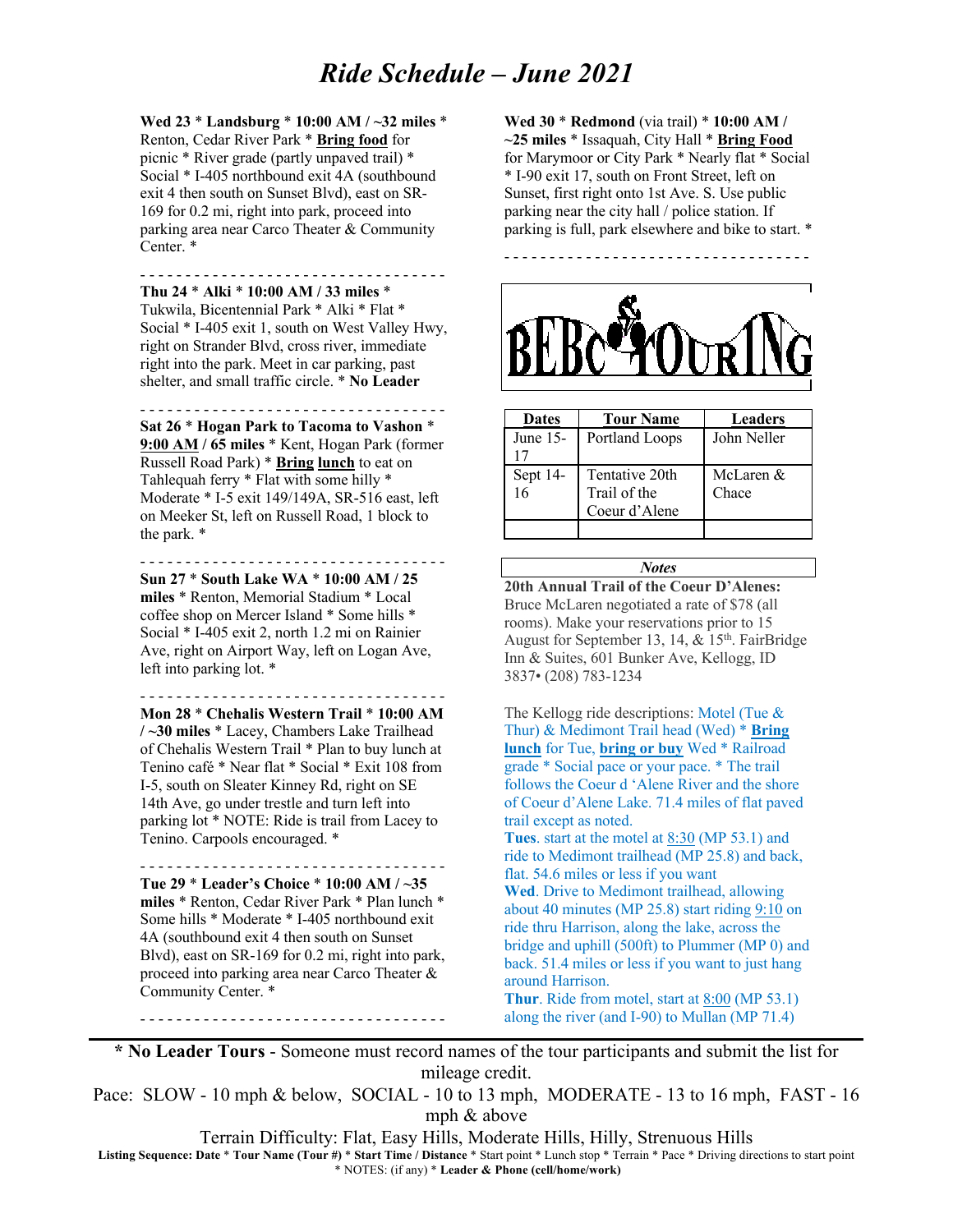# *Ride Schedule – June 2021*

**Wed 23** * **Landsburg** * **10:00 AM / ~32 miles** * Renton, Cedar River Park * **Bring food** for picnic * River grade (partly unpaved trail) * Social * I-405 northbound exit 4A (southbound exit 4 then south on Sunset Blvd), east on SR-169 for 0.2 mi, right into park, proceed into parking area near Carco Theater & Community Center. *

- - - - - - - - - - - - - - - - - - - - - - - - - - - - - - - - -

**Thu 24** * **Alki** * **10:00 AM / 33 miles** * Tukwila, Bicentennial Park * Alki * Flat * Social * I-405 exit 1, south on West Valley Hwy, right on Strander Blvd, cross river, immediate right into the park. Meet in car parking, past shelter, and small traffic circle. * **No Leader**

- - - - - - - - - - - - - - - - - - - - - - - - - - - - - - - - -

**Sat 26** * **Hogan Park to Tacoma to Vashon** * **9:00 AM / 65 miles** * Kent, Hogan Park (former Russell Road Park) * **Bring lunch** to eat on Tahlequah ferry * Flat with some hilly * Moderate * I-5 exit 149/149A, SR-516 east, left on Meeker St, left on Russell Road, 1 block to the park. *

- - - - - - - - - - - - - - - - - - - - - - - - - - - - - - - - -

**Sun 27** * **South Lake WA** * **10:00 AM / 25 miles** * Renton, Memorial Stadium * Local coffee shop on Mercer Island * Some hills * Social * I-405 exit 2, north 1.2 mi on Rainier Ave, right on Airport Way, left on Logan Ave, left into parking lot. *

- - - - - - - - - - - - - - - - - - - - - - - - - - - - - - - - -

**Mon 28** * **Chehalis Western Trail** * **10:00 AM / ~30 miles** * Lacey, Chambers Lake Trailhead of Chehalis Western Trail * Plan to buy lunch at Tenino café * Near flat * Social * Exit 108 from I-5, south on Sleater Kinney Rd, right on SE 14th Ave, go under trestle and turn left into parking lot * NOTE: Ride is trail from Lacey to Tenino. Carpools encouraged. *

- - - - - - - - - - - - - - - - - - - - - - - - - - - - - - - - -

**Tue 29** * **Leader's Choice** * **10:00 AM / ~35 miles** * Renton, Cedar River Park * Plan lunch * Some hills * Moderate * I-405 northbound exit 4A (southbound exit 4 then south on Sunset Blvd), east on SR-169 for 0.2 mi, right into park, proceed into parking area near Carco Theater & Community Center. *

- - - - - - - - - - - - - - - - - - - - - - - - - - - - - - - - -

**Wed 30** * **Redmond** (via trail) * **10:00 AM / ~25 miles** * Issaquah, City Hall * **Bring Food** for Marymoor or City Park * Nearly flat * Social * I-90 exit 17, south on Front Street, left on Sunset, first right onto 1st Ave. S. Use public parking near the city hall / police station. If parking is full, park elsewhere and bike to start. *

- - - - - - - - - - - - - - - - - - - - - - - - - - - - - - - - -

BEBC TOURING

| Dates | Tour Name | Leaders |
|---|---|---|
| June 15-17 | Portland Loops | John Neller |
| Sept 14-16 | Tentative 20th Trail of the Coeur d'Alene | McLaren & Chace |
| | | |

***Notes***

**20th Annual Trail of the Coeur D'Alenes:** Bruce McLaren negotiated a rate of $78 (all rooms). Make your reservations prior to 15 August for September 13, 14, & 15th. FairBridge Inn & Suites, 601 Bunker Ave, Kellogg, ID 3837• (208) 783-1234

The Kellogg ride descriptions: Motel (Tue & Thur) & Medimont Trail head (Wed) * **Bring lunch** for Tue, **bring or buy** Wed * Railroad grade * Social pace or your pace. * The trail follows the Coeur d 'Alene River and the shore of Coeur d'Alene Lake. 71.4 miles of flat paved trail except as noted.

**Tues**. start at the motel at 8:30 (MP 53.1) and ride to Medimont trailhead (MP 25.8) and back, flat. 54.6 miles or less if you want

**Wed**. Drive to Medimont trailhead, allowing about 40 minutes (MP 25.8) start riding 9:10 on ride thru Harrison, along the lake, across the bridge and uphill (500ft) to Plummer (MP 0) and back. 51.4 miles or less if you want to just hang around Harrison.

**Thur**. Ride from motel, start at 8:00 (MP 53.1) along the river (and I-90) to Mullan (MP 71.4)

---

**\* No Leader Tours** - Someone must record names of the tour participants and submit the list for mileage credit.

Pace: SLOW - 10 mph & below, SOCIAL - 10 to 13 mph, MODERATE - 13 to 16 mph, FAST - 16 mph & above

Terrain Difficulty: Flat, Easy Hills, Moderate Hills, Hilly, Strenuous Hills

**Listing Sequence: Date * Tour Name (Tour #) * Start Time / Distance** * Start point * Lunch stop * Terrain * Pace * Driving directions to start point * NOTES: (if any) * **Leader & Phone (cell/home/work)**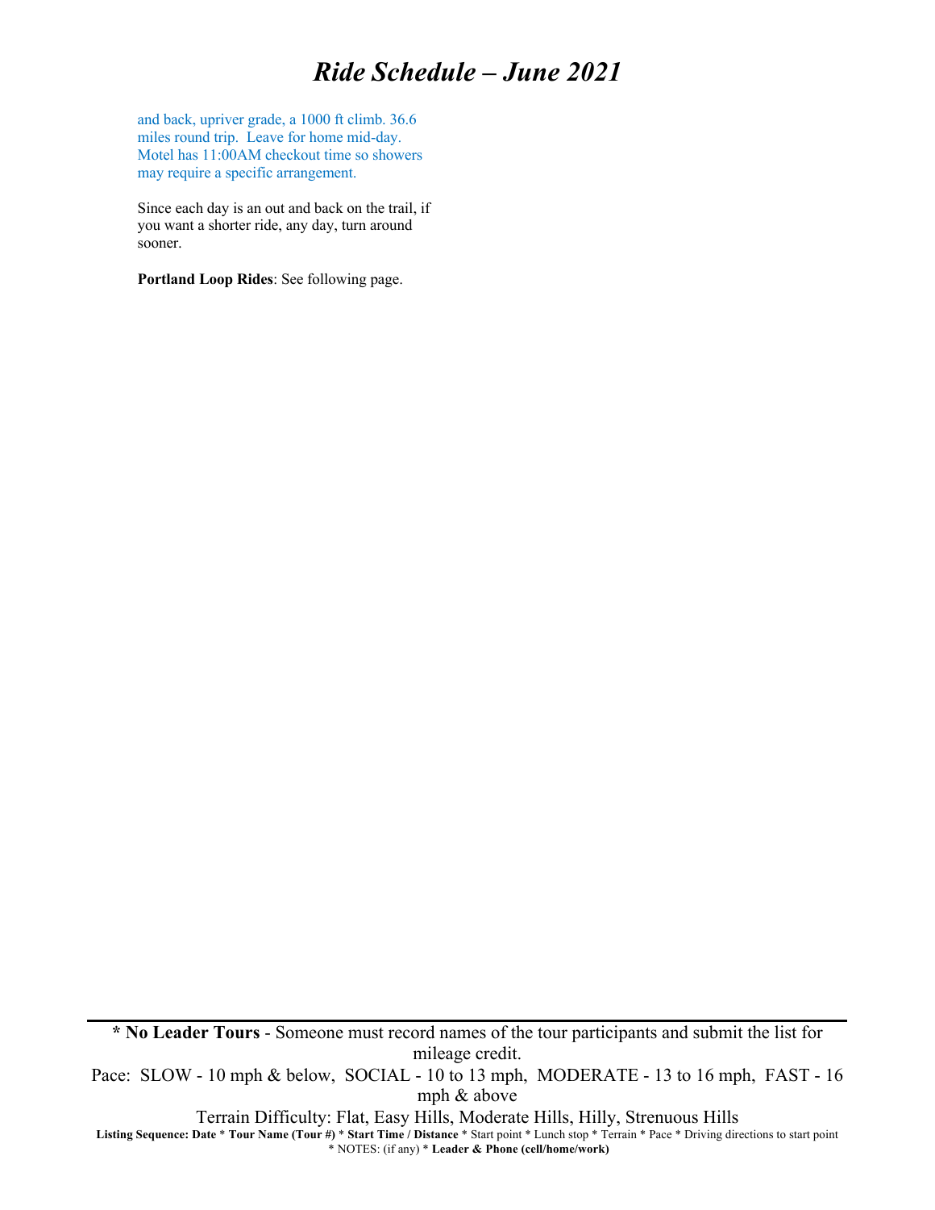and back, upriver grade, a 1000 ft climb. 36.6 miles round trip. Leave for home mid-day. Motel has 11:00AM checkout time so showers may require a specific arrangement.

Since each day is an out and back on the trail, if you want a shorter ride, any day, turn around sooner.

**Portland Loop Rides**: See following page.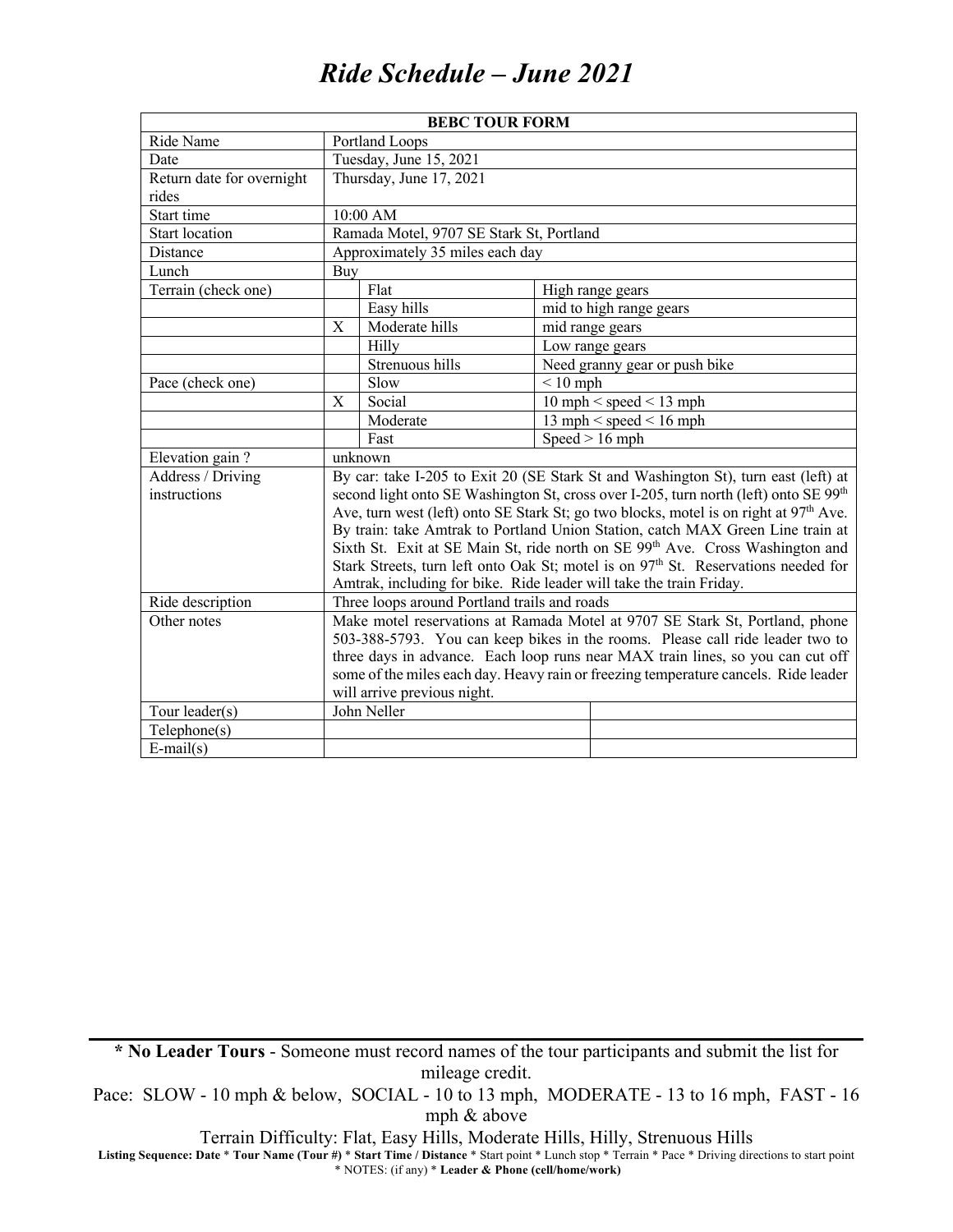# *Ride Schedule – June 2021*

| BEBC TOUR FORM | | | |
|---|---|---|---|
| Ride Name | Portland Loops | | |
| Date | Tuesday, June 15, 2021 | | |
| Return date for overnight rides | Thursday, June 17, 2021 | | |
| Start time | 10:00 AM | | |
| Start location | Ramada Motel, 9707 SE Stark St, Portland | | |
| Distance | Approximately 35 miles each day | | |
| Lunch | Buy | | |
| Terrain (check one) | | Flat | High range gears |
| | | Easy hills | mid to high range gears |
| | X | Moderate hills | mid range gears |
| | | Hilly | Low range gears |
| | | Strenuous hills | Need granny gear or push bike |
| Pace (check one) | | Slow | < 10 mph |
| | X | Social | 10 mph < speed < 13 mph |
| | | Moderate | 13 mph < speed < 16 mph |
| | | Fast | Speed > 16 mph |
| Elevation gain ? | unknown | | |
| Address / Driving instructions | By car: take I-205 to Exit 20 (SE Stark St and Washington St), turn east (left) at second light onto SE Washington St, cross over I-205, turn north (left) onto SE 99th Ave, turn west (left) onto SE Stark St; go two blocks, motel is on right at 97th Ave. By train: take Amtrak to Portland Union Station, catch MAX Green Line train at Sixth St. Exit at SE Main St, ride north on SE 99th Ave. Cross Washington and Stark Streets, turn left onto Oak St; motel is on 97th St. Reservations needed for Amtrak, including for bike. Ride leader will take the train Friday. | | |
| Ride description | Three loops around Portland trails and roads | | |
| Other notes | Make motel reservations at Ramada Motel at 9707 SE Stark St, Portland, phone 503-388-5793. You can keep bikes in the rooms. Please call ride leader two to three days in advance. Each loop runs near MAX train lines, so you can cut off some of the miles each day. Heavy rain or freezing temperature cancels. Ride leader will arrive previous night. | | |
| Tour leader(s) | John Neller | | |
| Telephone(s) | | | |
| E-mail(s) | | | |

---

**\* No Leader Tours** - Someone must record names of the tour participants and submit the list for mileage credit.

Pace: SLOW - 10 mph & below, SOCIAL - 10 to 13 mph, MODERATE - 13 to 16 mph, FAST - 16 mph & above

Terrain Difficulty: Flat, Easy Hills, Moderate Hills, Hilly, Strenuous Hills

**Listing Sequence: Date** * **Tour Name (Tour #)** * **Start Time / Distance** * Start point * Lunch stop * Terrain * Pace * Driving directions to start point * NOTES: (if any) * **Leader & Phone (cell/home/work)**